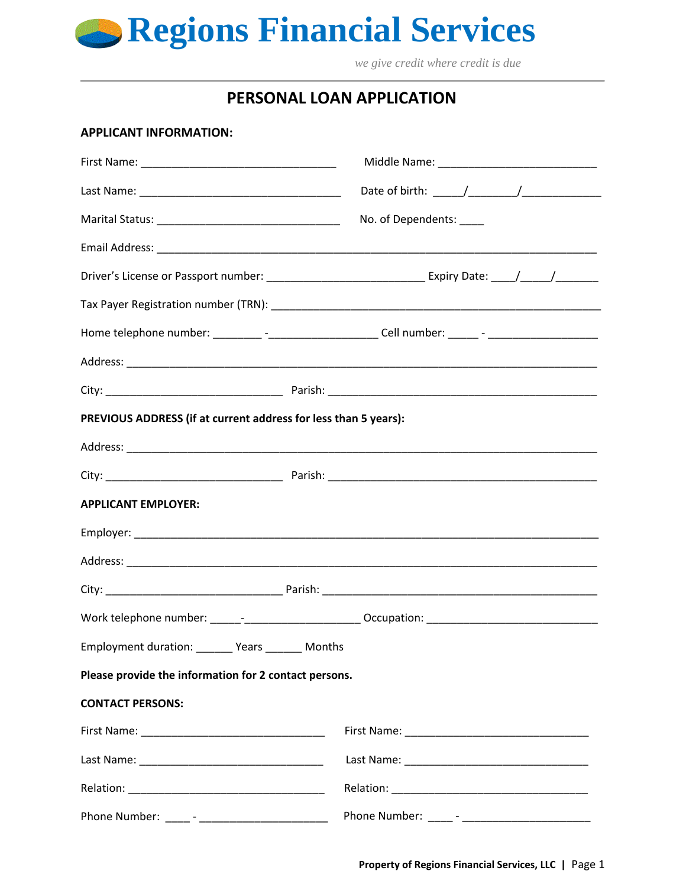# Regions Financial Services

*we give credit where credit is due*

---

## PERSONAL LOAN APPLICATION

**APPLICANT INFORMATION:**

First Name: ________________________________ Middle Name: __________________________

Last Name: _________________________________ Date of birth: _____/_______/____________

Marital Status: ______________________________ No. of Dependents: ____

Email Address: ________________________________________________________________________

Driver's License or Passport number: _________________________ Expiry Date: ____/_____/_______

Tax Payer Registration number (TRN): ____________________________________________________

Home telephone number: ________ -_________________ Cell number: _____ - _________________

Address: _______________________________________________________________________________

City: _____________________________ Parish: ____________________________________________

**PREVIOUS ADDRESS (if at current address for less than 5 years):**

Address: _______________________________________________________________________________

City: _____________________________ Parish: ____________________________________________

**APPLICANT EMPLOYER:**

Employer: ______________________________________________________________________________

Address: _______________________________________________________________________________

City: _____________________________ Parish: ____________________________________________

Work telephone number: _____-__________________ Occupation: ____________________________

Employment duration: ______ Years ______ Months

**Please provide the information for 2 contact persons.**

**CONTACT PERSONS:**

First Name: ______________________________ First Name: ______________________________

Last Name: ______________________________ Last Name: ______________________________

Relation: ________________________________ Relation: ________________________________

Phone Number: ____ - ____________________ Phone Number: ____ - ____________________

Property of Regions Financial Services, LLC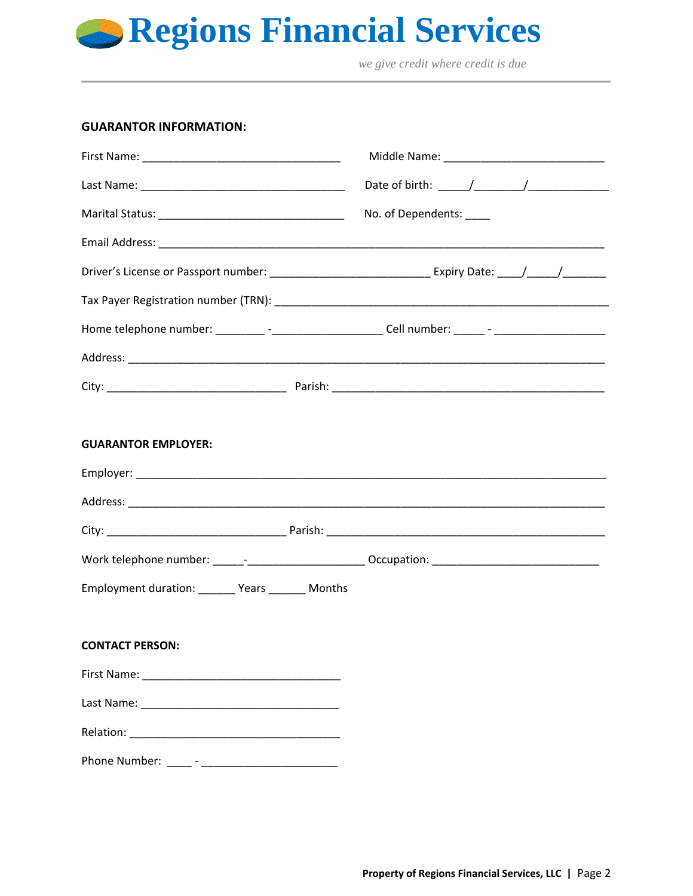# Regions Financial Services

*we give credit where credit is due*

---

**GUARANTOR INFORMATION:**

First Name: ________________________________ Middle Name: __________________________

Last Name: _________________________________ Date of birth: _____/________/_____________

Marital Status: ______________________________ No. of Dependents: ____

Email Address: _________________________________________________________________________

Driver's License or Passport number: _________________________ Expiry Date: ____/_____/_______

Tax Payer Registration number (TRN): ____________________________________________________

Home telephone number: ________ -_________________ Cell number: _____ - __________________

Address: ___________________________________________________________________________

City: _____________________________ Parish: _____________________________________________

**GUARANTOR EMPLOYER:**

Employer: __________________________________________________________________________

Address: ___________________________________________________________________________

City: _____________________________ Parish: _____________________________________________

Work telephone number: _____-__________________ Occupation: ___________________________

Employment duration: ______ Years ______ Months

**CONTACT PERSON:**

First Name: ________________________________

Last Name: ________________________________

Relation: __________________________________

Phone Number: ____ - ______________________

**Property of Regions Financial Services, LLC**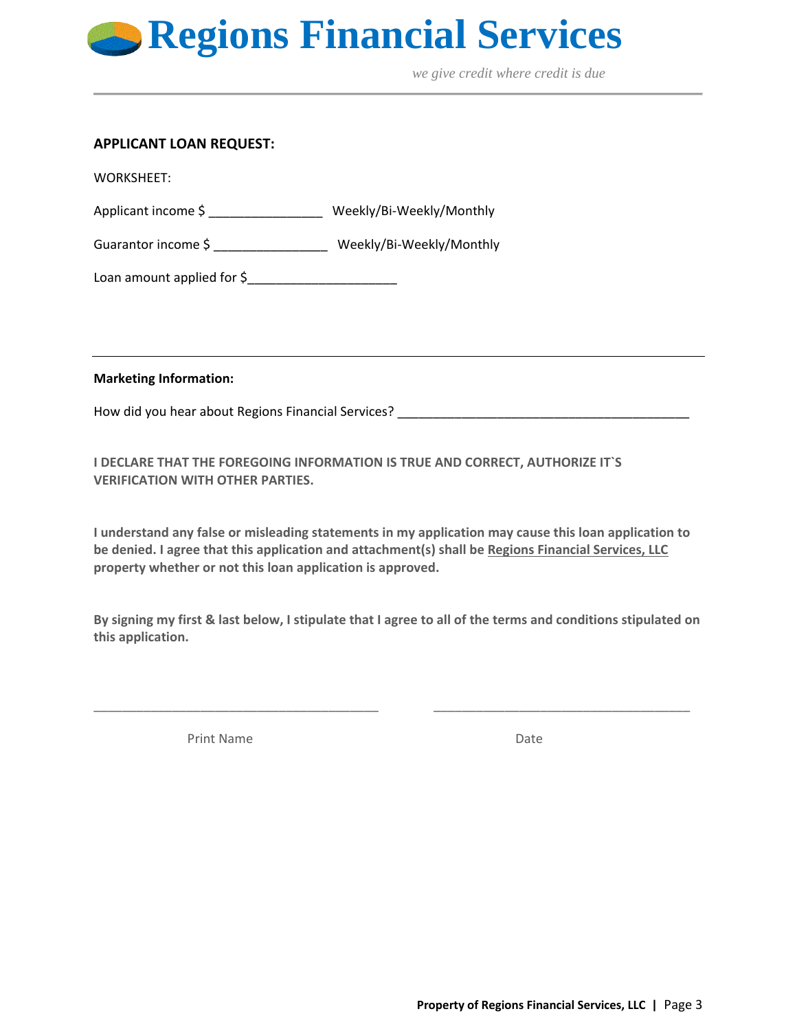# Regions Financial Services

*we give credit where credit is due*

---

**APPLICANT LOAN REQUEST:**

WORKSHEET:

Applicant income $ ________________ Weekly/Bi-Weekly/Monthly

Guarantor income $ ________________ Weekly/Bi-Weekly/Monthly

Loan amount applied for $_____________________

---

**Marketing Information:**

How did you hear about Regions Financial Services? __________________________________________

**I DECLARE THAT THE FOREGOING INFORMATION IS TRUE AND CORRECT, AUTHORIZE IT`S VERIFICATION WITH OTHER PARTIES.**

**I understand any false or misleading statements in my application may cause this loan application to be denied. I agree that this application and attachment(s) shall be Regions Financial Services, LLC property whether or not this loan application is approved.**

**By signing my first & last below, I stipulate that I agree to all of the terms and conditions stipulated on this application.**

_________________________________________ _____________________________________

Print Name Date